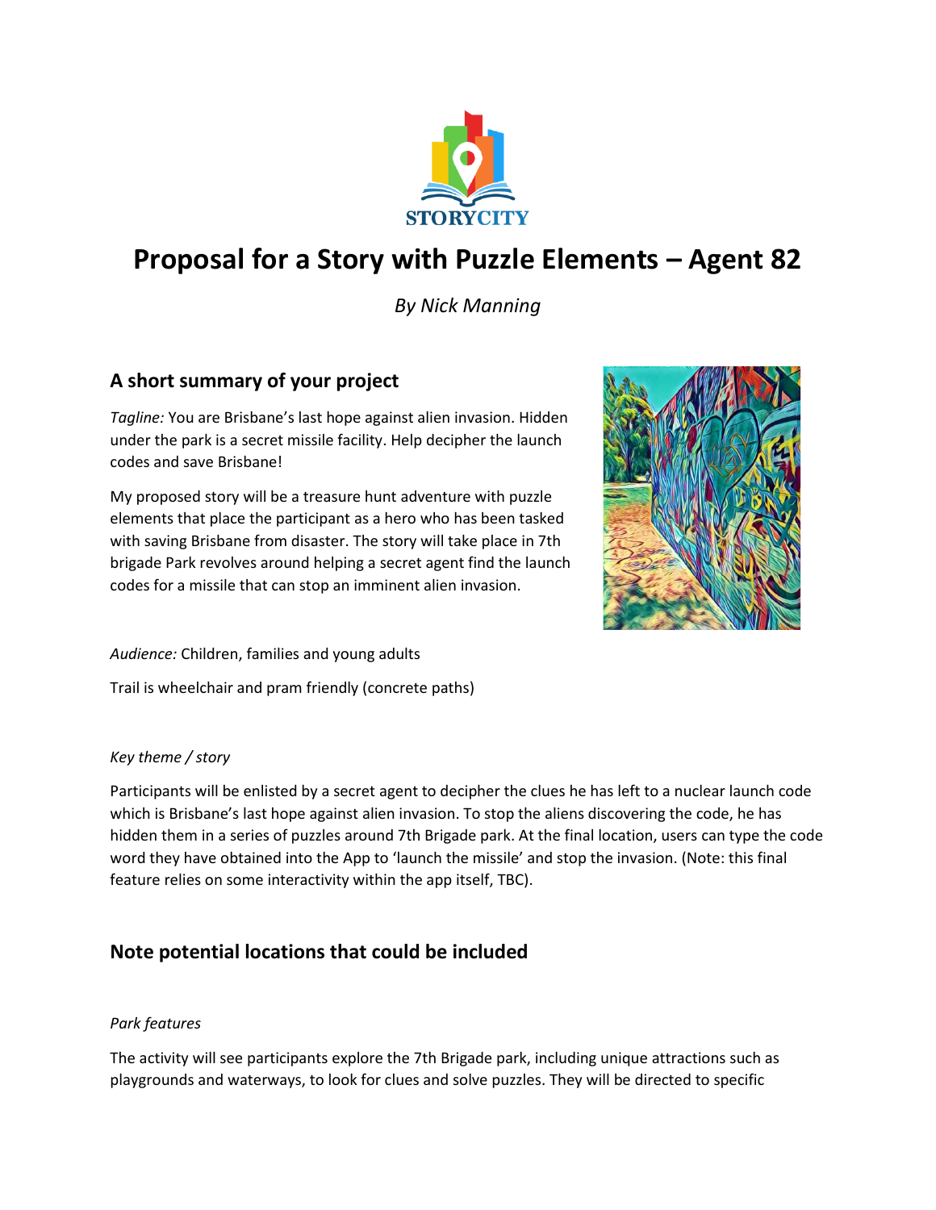# Proposal for a Story with Puzzle Elements – Agent 82

*By Nick Manning*

## A short summary of your project

*Tagline:* You are Brisbane's last hope against alien invasion. Hidden under the park is a secret missile facility. Help decipher the launch codes and save Brisbane!

My proposed story will be a treasure hunt adventure with puzzle elements that place the participant as a hero who has been tasked with saving Brisbane from disaster. The story will take place in 7th brigade Park revolves around helping a secret agent find the launch codes for a missile that can stop an imminent alien invasion.

*Audience:* Children, families and young adults

Trail is wheelchair and pram friendly (concrete paths)

*Key theme / story*

Participants will be enlisted by a secret agent to decipher the clues he has left to a nuclear launch code which is Brisbane's last hope against alien invasion. To stop the aliens discovering the code, he has hidden them in a series of puzzles around 7th Brigade park. At the final location, users can type the code word they have obtained into the App to 'launch the missile' and stop the invasion. (Note: this final feature relies on some interactivity within the app itself, TBC).

## Note potential locations that could be included

*Park features*

The activity will see participants explore the 7th Brigade park, including unique attractions such as playgrounds and waterways, to look for clues and solve puzzles. They will be directed to specific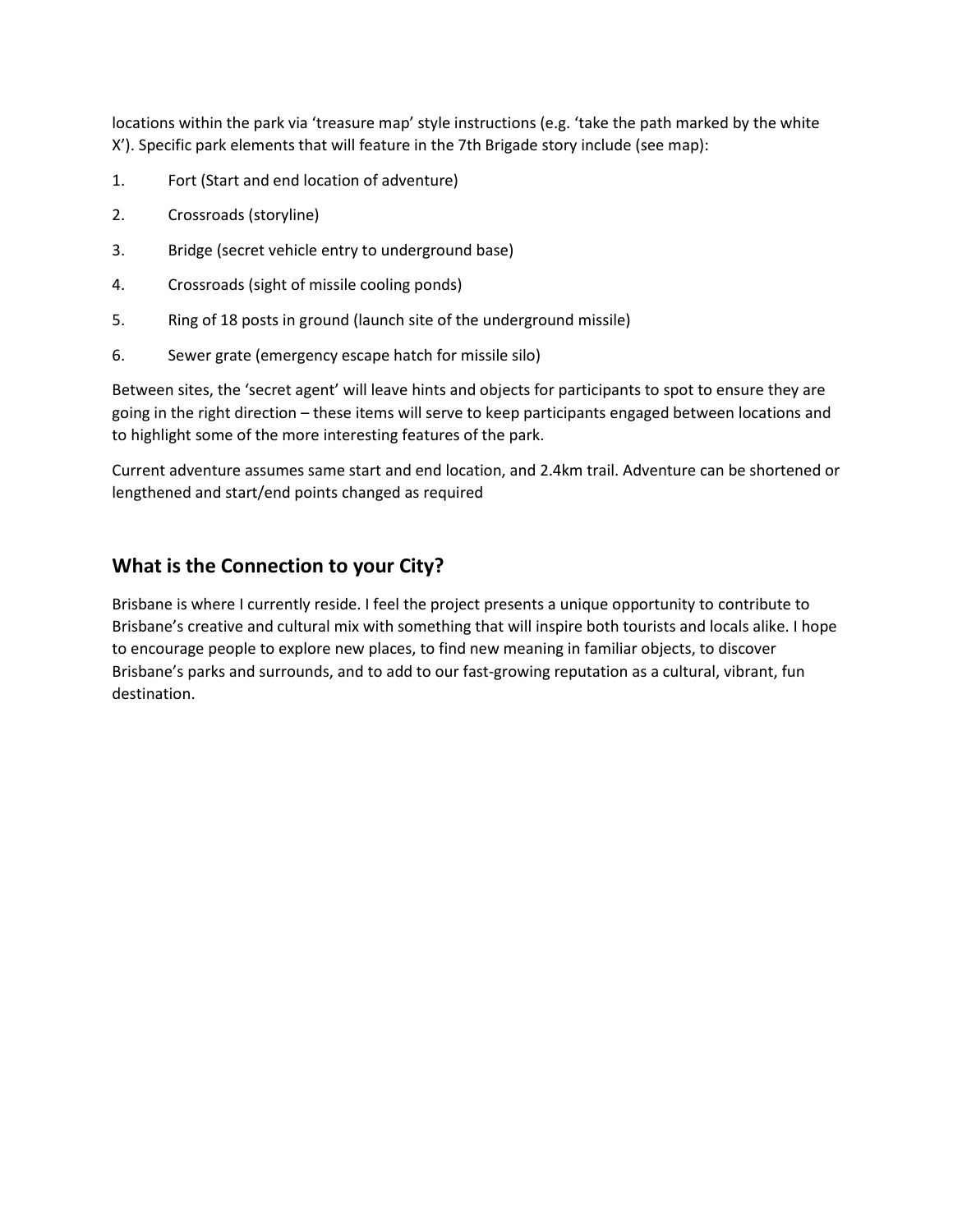locations within the park via 'treasure map' style instructions (e.g. 'take the path marked by the white X'). Specific park elements that will feature in the 7th Brigade story include (see map):

1. Fort (Start and end location of adventure)
2. Crossroads (storyline)
3. Bridge (secret vehicle entry to underground base)
4. Crossroads (sight of missile cooling ponds)
5. Ring of 18 posts in ground (launch site of the underground missile)
6. Sewer grate (emergency escape hatch for missile silo)

Between sites, the 'secret agent' will leave hints and objects for participants to spot to ensure they are going in the right direction – these items will serve to keep participants engaged between locations and to highlight some of the more interesting features of the park.

Current adventure assumes same start and end location, and 2.4km trail. Adventure can be shortened or lengthened and start/end points changed as required

## What is the Connection to your City?

Brisbane is where I currently reside. I feel the project presents a unique opportunity to contribute to Brisbane's creative and cultural mix with something that will inspire both tourists and locals alike. I hope to encourage people to explore new places, to find new meaning in familiar objects, to discover Brisbane's parks and surrounds, and to add to our fast-growing reputation as a cultural, vibrant, fun destination.